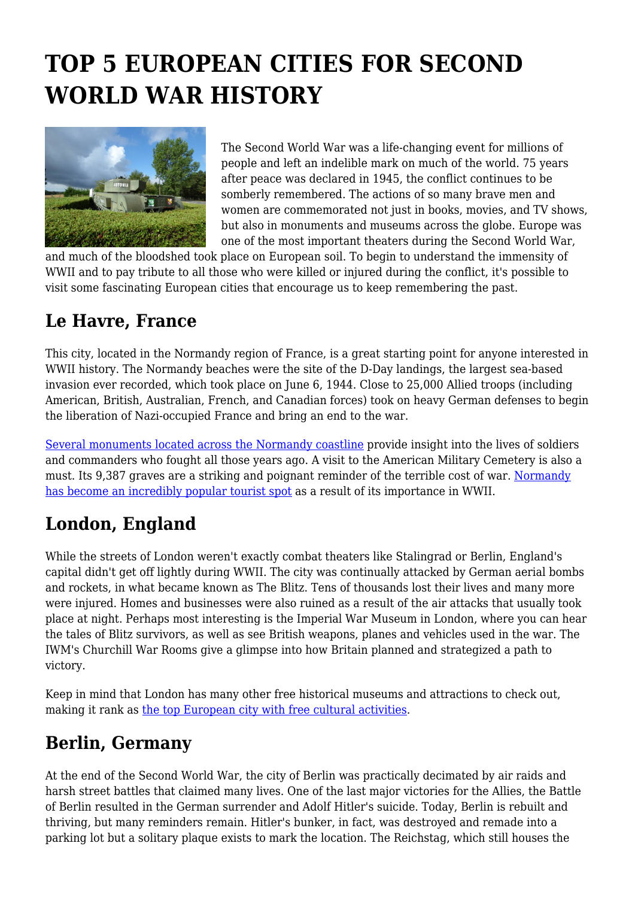# TOP 5 EUROPEAN CITIES FOR SECOND WORLD WAR HISTORY

The Second World War was a life-changing event for millions of people and left an indelible mark on much of the world. 75 years after peace was declared in 1945, the conflict continues to be somberly remembered. The actions of so many brave men and women are commemorated not just in books, movies, and TV shows, but also in monuments and museums across the globe. Europe was one of the most important theaters during the Second World War, and much of the bloodshed took place on European soil. To begin to understand the immensity of WWII and to pay tribute to all those who were killed or injured during the conflict, it's possible to visit some fascinating European cities that encourage us to keep remembering the past.

## Le Havre, France

This city, located in the Normandy region of France, is a great starting point for anyone interested in WWII history. The Normandy beaches were the site of the D-Day landings, the largest sea-based invasion ever recorded, which took place on June 6, 1944. Close to 25,000 Allied troops (including American, British, Australian, French, and Canadian forces) took on heavy German defenses to begin the liberation of Nazi-occupied France and bring an end to the war.

Several monuments located across the Normandy coastline provide insight into the lives of soldiers and commanders who fought all those years ago. A visit to the American Military Cemetery is also a must. Its 9,387 graves are a striking and poignant reminder of the terrible cost of war. Normandy has become an incredibly popular tourist spot as a result of its importance in WWII.

## London, England

While the streets of London weren't exactly combat theaters like Stalingrad or Berlin, England's capital didn't get off lightly during WWII. The city was continually attacked by German aerial bombs and rockets, in what became known as The Blitz. Tens of thousands lost their lives and many more were injured. Homes and businesses were also ruined as a result of the air attacks that usually took place at night. Perhaps most interesting is the Imperial War Museum in London, where you can hear the tales of Blitz survivors, as well as see British weapons, planes and vehicles used in the war. The IWM's Churchill War Rooms give a glimpse into how Britain planned and strategized a path to victory.

Keep in mind that London has many other free historical museums and attractions to check out, making it rank as the top European city with free cultural activities.

## Berlin, Germany

At the end of the Second World War, the city of Berlin was practically decimated by air raids and harsh street battles that claimed many lives. One of the last major victories for the Allies, the Battle of Berlin resulted in the German surrender and Adolf Hitler's suicide. Today, Berlin is rebuilt and thriving, but many reminders remain. Hitler's bunker, in fact, was destroyed and remade into a parking lot but a solitary plaque exists to mark the location. The Reichstag, which still houses the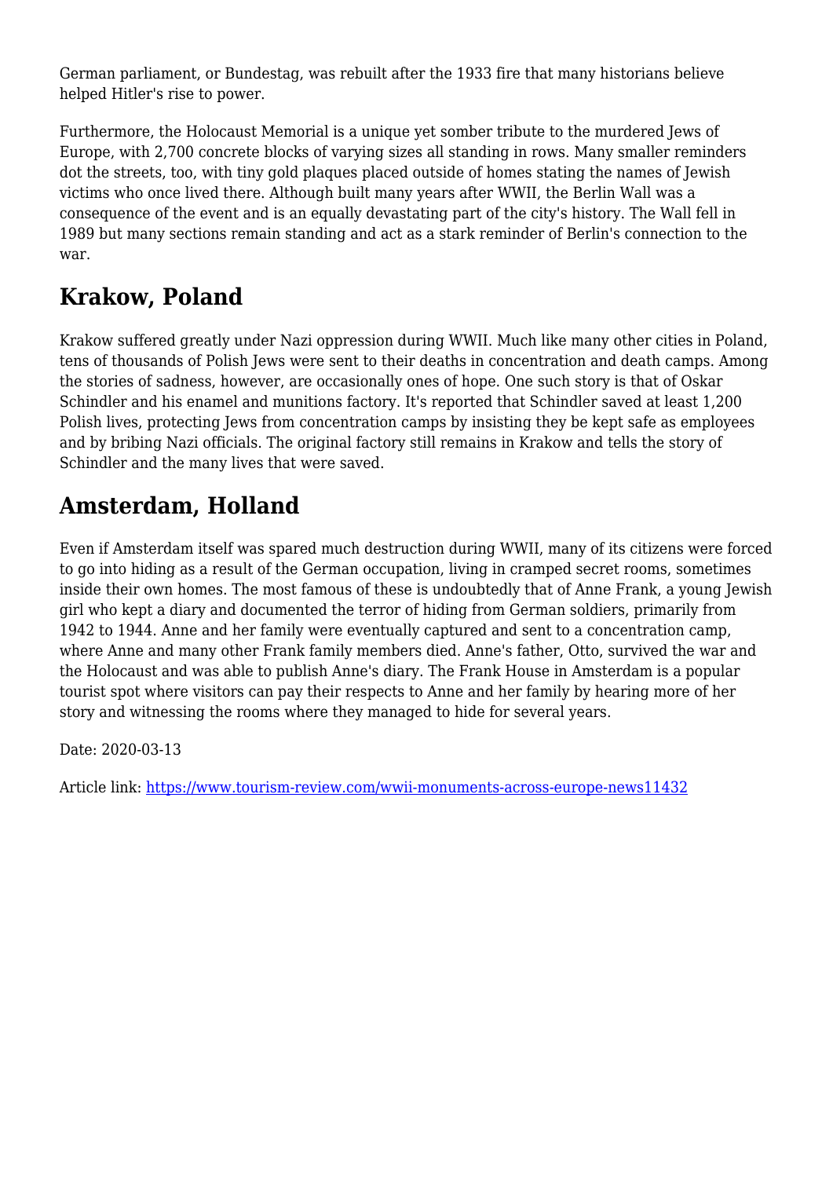German parliament, or Bundestag, was rebuilt after the 1933 fire that many historians believe helped Hitler's rise to power.

Furthermore, the Holocaust Memorial is a unique yet somber tribute to the murdered Jews of Europe, with 2,700 concrete blocks of varying sizes all standing in rows. Many smaller reminders dot the streets, too, with tiny gold plaques placed outside of homes stating the names of Jewish victims who once lived there. Although built many years after WWII, the Berlin Wall was a consequence of the event and is an equally devastating part of the city's history. The Wall fell in 1989 but many sections remain standing and act as a stark reminder of Berlin's connection to the war.

## Krakow, Poland

Krakow suffered greatly under Nazi oppression during WWII. Much like many other cities in Poland, tens of thousands of Polish Jews were sent to their deaths in concentration and death camps. Among the stories of sadness, however, are occasionally ones of hope. One such story is that of Oskar Schindler and his enamel and munitions factory. It's reported that Schindler saved at least 1,200 Polish lives, protecting Jews from concentration camps by insisting they be kept safe as employees and by bribing Nazi officials. The original factory still remains in Krakow and tells the story of Schindler and the many lives that were saved.

## Amsterdam, Holland

Even if Amsterdam itself was spared much destruction during WWII, many of its citizens were forced to go into hiding as a result of the German occupation, living in cramped secret rooms, sometimes inside their own homes. The most famous of these is undoubtedly that of Anne Frank, a young Jewish girl who kept a diary and documented the terror of hiding from German soldiers, primarily from 1942 to 1944. Anne and her family were eventually captured and sent to a concentration camp, where Anne and many other Frank family members died. Anne's father, Otto, survived the war and the Holocaust and was able to publish Anne's diary. The Frank House in Amsterdam is a popular tourist spot where visitors can pay their respects to Anne and her family by hearing more of her story and witnessing the rooms where they managed to hide for several years.

Date: 2020-03-13

Article link: [https://www.tourism-review.com/wwii-monuments-across-europe-news11432](https://www.tourism-review.com/wwii-monuments-across-europe-news11432)